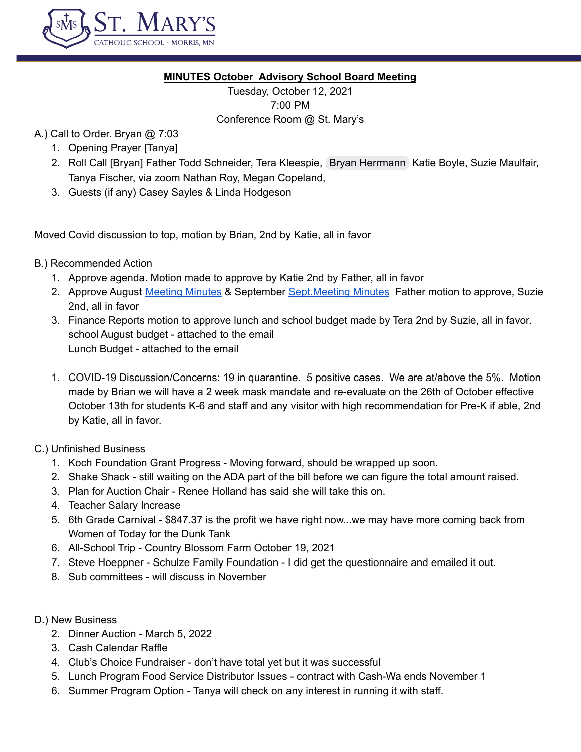**MINUTES October Advisory School Board Meeting**

Tuesday, October 12, 2021
7:00 PM
Conference Room @ St. Mary's

A.) Call to Order. Bryan @ 7:03

1. Opening Prayer [Tanya]
2. Roll Call [Bryan] Father Todd Schneider, Tera Kleespie, Bryan Herrmann Katie Boyle, Suzie Maulfair, Tanya Fischer, via zoom Nathan Roy, Megan Copeland,
3. Guests (if any) Casey Sayles & Linda Hodgeson

Moved Covid discussion to top, motion by Brian, 2nd by Katie, all in favor

B.) Recommended Action

1. Approve agenda. Motion made to approve by Katie 2nd by Father, all in favor
2. Approve August Meeting Minutes & September Sept.Meeting Minutes Father motion to approve, Suzie 2nd, all in favor
3. Finance Reports motion to approve lunch and school budget made by Tera 2nd by Suzie, all in favor.
   school August budget - attached to the email
   Lunch Budget - attached to the email

1. COVID-19 Discussion/Concerns: 19 in quarantine. 5 positive cases. We are at/above the 5%. Motion made by Brian we will have a 2 week mask mandate and re-evaluate on the 26th of October effective October 13th for students K-6 and staff and any visitor with high recommendation for Pre-K if able, 2nd by Katie, all in favor.

C.) Unfinished Business

1. Koch Foundation Grant Progress - Moving forward, should be wrapped up soon.
2. Shake Shack - still waiting on the ADA part of the bill before we can figure the total amount raised.
3. Plan for Auction Chair - Renee Holland has said she will take this on.
4. Teacher Salary Increase
5. 6th Grade Carnival - $847.37 is the profit we have right now...we may have more coming back from Women of Today for the Dunk Tank
6. All-School Trip - Country Blossom Farm October 19, 2021
7. Steve Hoeppner - Schulze Family Foundation - I did get the questionnaire and emailed it out.
8. Sub committees - will discuss in November

D.) New Business

2. Dinner Auction - March 5, 2022
3. Cash Calendar Raffle
4. Club's Choice Fundraiser - don't have total yet but it was successful
5. Lunch Program Food Service Distributor Issues - contract with Cash-Wa ends November 1
6. Summer Program Option - Tanya will check on any interest in running it with staff.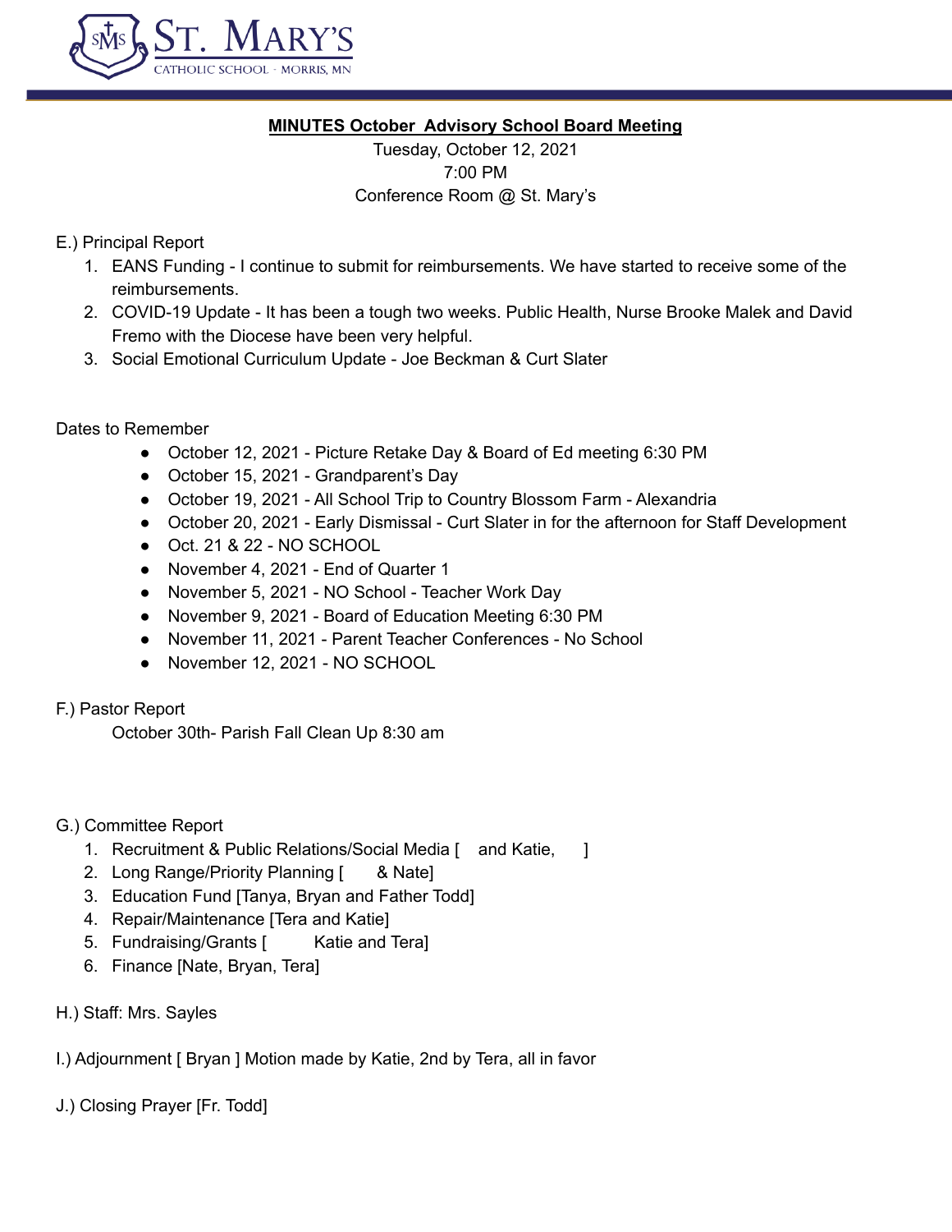**MINUTES October Advisory School Board Meeting**

Tuesday, October 12, 2021
7:00 PM
Conference Room @ St. Mary's

E.) Principal Report

1. EANS Funding - I continue to submit for reimbursements. We have started to receive some of the reimbursements.
2. COVID-19 Update - It has been a tough two weeks. Public Health, Nurse Brooke Malek and David Fremo with the Diocese have been very helpful.
3. Social Emotional Curriculum Update - Joe Beckman & Curt Slater

Dates to Remember

- October 12, 2021 - Picture Retake Day & Board of Ed meeting 6:30 PM
- October 15, 2021 - Grandparent's Day
- October 19, 2021 - All School Trip to Country Blossom Farm - Alexandria
- October 20, 2021 - Early Dismissal - Curt Slater in for the afternoon for Staff Development
- Oct. 21 & 22 - NO SCHOOL
- November 4, 2021 - End of Quarter 1
- November 5, 2021 - NO School - Teacher Work Day
- November 9, 2021 - Board of Education Meeting 6:30 PM
- November 11, 2021 - Parent Teacher Conferences - No School
- November 12, 2021 - NO SCHOOL

F.) Pastor Report

October 30th- Parish Fall Clean Up 8:30 am

G.) Committee Report

1. Recruitment & Public Relations/Social Media [ and Katie, ]
2. Long Range/Priority Planning [ & Nate]
3. Education Fund [Tanya, Bryan and Father Todd]
4. Repair/Maintenance [Tera and Katie]
5. Fundraising/Grants [ Katie and Tera]
6. Finance [Nate, Bryan, Tera]

H.) Staff: Mrs. Sayles

I.) Adjournment [ Bryan ] Motion made by Katie, 2nd by Tera, all in favor

J.) Closing Prayer [Fr. Todd]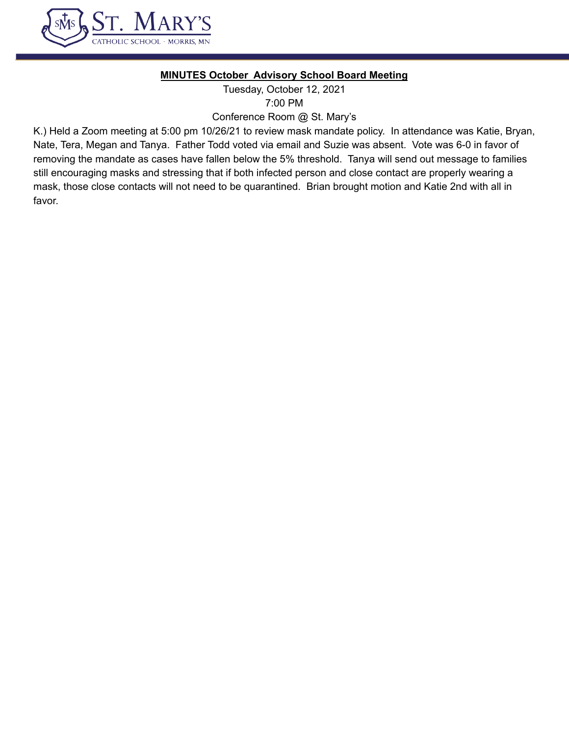**MINUTES October Advisory School Board Meeting**

Tuesday, October 12, 2021

7:00 PM

Conference Room @ St. Mary's

K.) Held a Zoom meeting at 5:00 pm 10/26/21 to review mask mandate policy. In attendance was Katie, Bryan, Nate, Tera, Megan and Tanya. Father Todd voted via email and Suzie was absent. Vote was 6-0 in favor of removing the mandate as cases have fallen below the 5% threshold. Tanya will send out message to families still encouraging masks and stressing that if both infected person and close contact are properly wearing a mask, those close contacts will not need to be quarantined. Brian brought motion and Katie 2nd with all in favor.